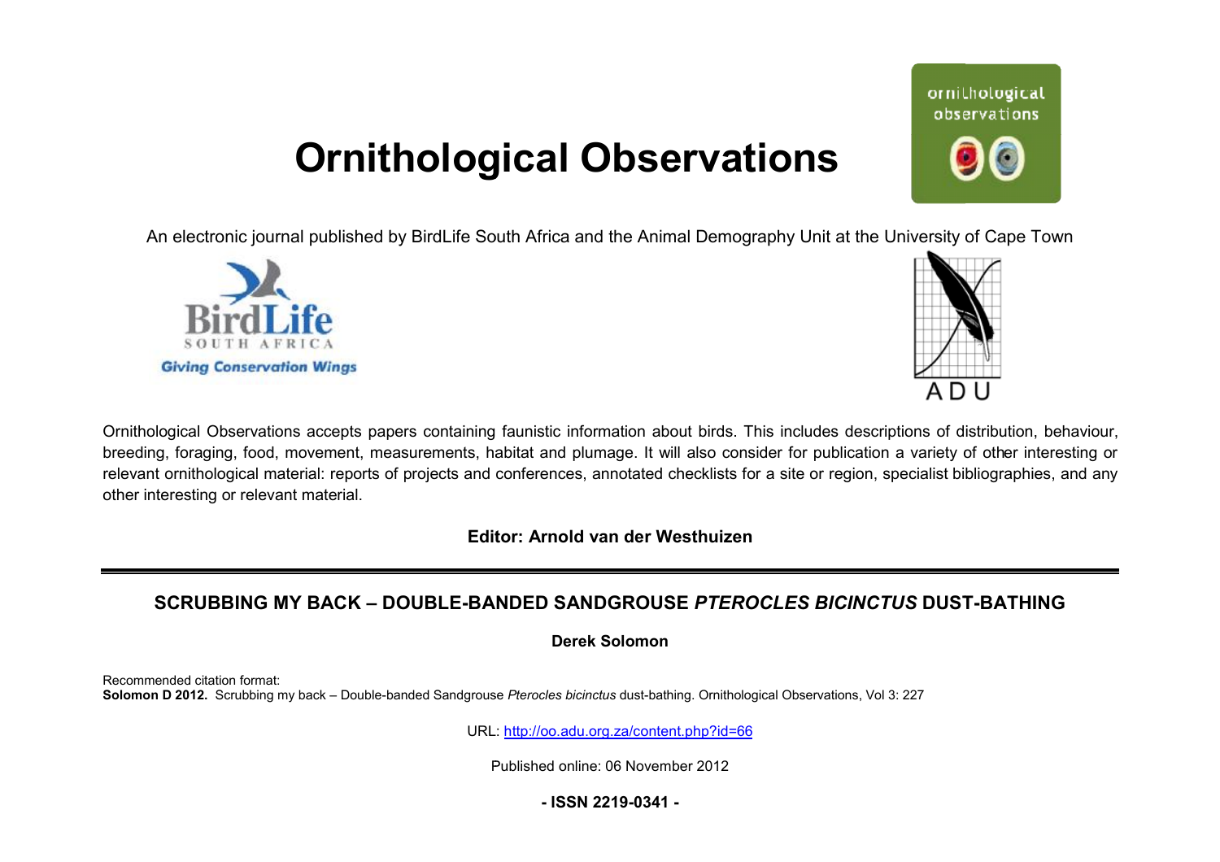# Ornithological Observations

An electronic journal published by BirdLife South Africa and the Animal Demography Unit at the University of Cape Town

Ornithological Observations accepts papers containing faunistic information about birds. This includes descriptions of distribution, behaviour, breeding, foraging, food, movement, measurements, habitat and plumage. It will also consider for publication a variety of other interesting or relevant ornithological material: reports of projects and conferences, annotated checklists for a site or region, specialist bibliographies, and any other interesting or relevant material.

**Editor: Arnold van der Westhuizen**

## SCRUBBING MY BACK – DOUBLE-BANDED SANDGROUSE *PTEROCLES BICINCTUS* DUST-BATHING

**Derek Solomon**

Recommended citation format:
**Solomon D 2012.** Scrubbing my back – Double-banded Sandgrouse *Pterocles bicinctus* dust-bathing. Ornithological Observations, Vol 3: 227

URL: http://oo.adu.org.za/content.php?id=66

Published online: 06 November 2012

**- ISSN 2219-0341 -**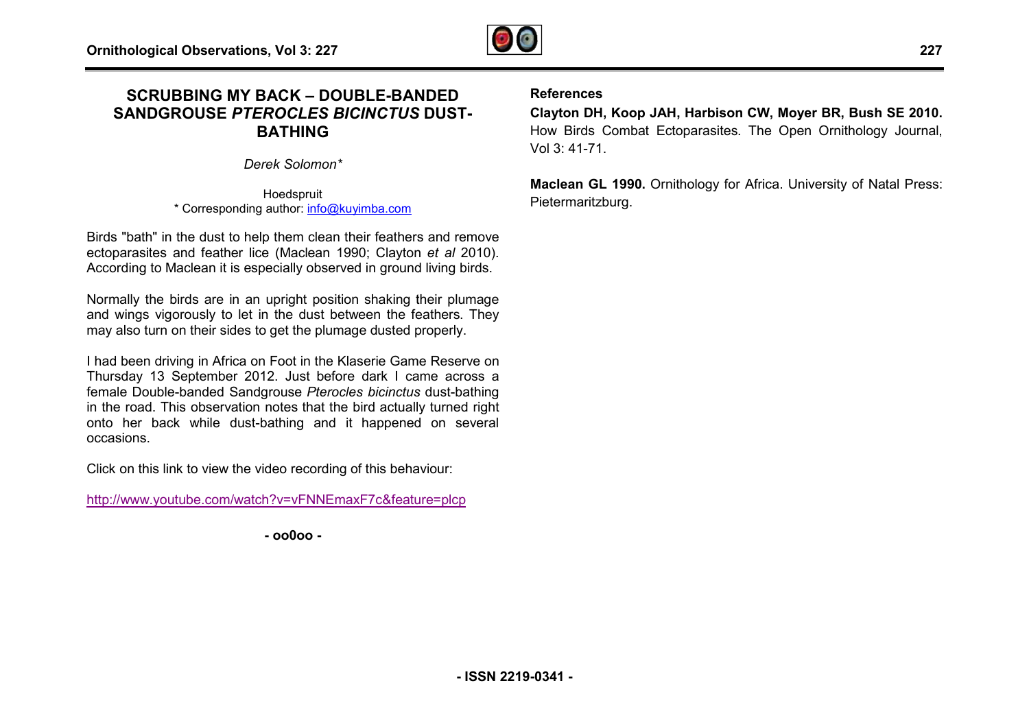# SCRUBBING MY BACK – DOUBLE-BANDED SANDGROUSE *PTEROCLES BICINCTUS* DUST-BATHING

*Derek Solomon**

Hoedspruit
* Corresponding author: info@kuyimba.com

Birds "bath" in the dust to help them clean their feathers and remove ectoparasites and feather lice (Maclean 1990; Clayton *et al* 2010). According to Maclean it is especially observed in ground living birds.

Normally the birds are in an upright position shaking their plumage and wings vigorously to let in the dust between the feathers. They may also turn on their sides to get the plumage dusted properly.

I had been driving in Africa on Foot in the Klaserie Game Reserve on Thursday 13 September 2012. Just before dark I came across a female Double-banded Sandgrouse *Pterocles bicinctus* dust-bathing in the road. This observation notes that the bird actually turned right onto her back while dust-bathing and it happened on several occasions.

Click on this link to view the video recording of this behaviour:

http://www.youtube.com/watch?v=vFNNEmaxF7c&feature=plcp

**- oo0oo -**

**References**

**Clayton DH, Koop JAH, Harbison CW, Moyer BR, Bush SE 2010.** How Birds Combat Ectoparasites. The Open Ornithology Journal, Vol 3: 41-71.

**Maclean GL 1990.** Ornithology for Africa. University of Natal Press: Pietermaritzburg.

**- ISSN 2219-0341 -**